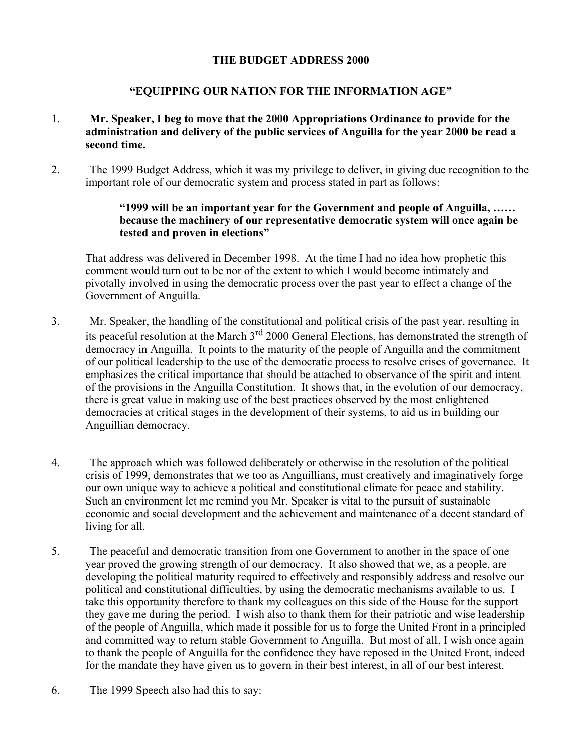**THE BUDGET ADDRESS 2000**

**"EQUIPPING OUR NATION FOR THE INFORMATION AGE"**

1. **Mr. Speaker, I beg to move that the 2000 Appropriations Ordinance to provide for the administration and delivery of the public services of Anguilla for the year 2000 be read a second time.**

2. The 1999 Budget Address, which it was my privilege to deliver, in giving due recognition to the important role of our democratic system and process stated in part as follows:

   > **"1999 will be an important year for the Government and people of Anguilla, …… because the machinery of our representative democratic system will once again be tested and proven in elections"**

   That address was delivered in December 1998. At the time I had no idea how prophetic this comment would turn out to be nor of the extent to which I would become intimately and pivotally involved in using the democratic process over the past year to effect a change of the Government of Anguilla.

3. Mr. Speaker, the handling of the constitutional and political crisis of the past year, resulting in its peaceful resolution at the March 3rd 2000 General Elections, has demonstrated the strength of democracy in Anguilla. It points to the maturity of the people of Anguilla and the commitment of our political leadership to the use of the democratic process to resolve crises of governance. It emphasizes the critical importance that should be attached to observance of the spirit and intent of the provisions in the Anguilla Constitution. It shows that, in the evolution of our democracy, there is great value in making use of the best practices observed by the most enlightened democracies at critical stages in the development of their systems, to aid us in building our Anguillian democracy.

4. The approach which was followed deliberately or otherwise in the resolution of the political crisis of 1999, demonstrates that we too as Anguillians, must creatively and imaginatively forge our own unique way to achieve a political and constitutional climate for peace and stability. Such an environment let me remind you Mr. Speaker is vital to the pursuit of sustainable economic and social development and the achievement and maintenance of a decent standard of living for all.

5. The peaceful and democratic transition from one Government to another in the space of one year proved the growing strength of our democracy. It also showed that we, as a people, are developing the political maturity required to effectively and responsibly address and resolve our political and constitutional difficulties, by using the democratic mechanisms available to us. I take this opportunity therefore to thank my colleagues on this side of the House for the support they gave me during the period. I wish also to thank them for their patriotic and wise leadership of the people of Anguilla, which made it possible for us to forge the United Front in a principled and committed way to return stable Government to Anguilla. But most of all, I wish once again to thank the people of Anguilla for the confidence they have reposed in the United Front, indeed for the mandate they have given us to govern in their best interest, in all of our best interest.

6. The 1999 Speech also had this to say: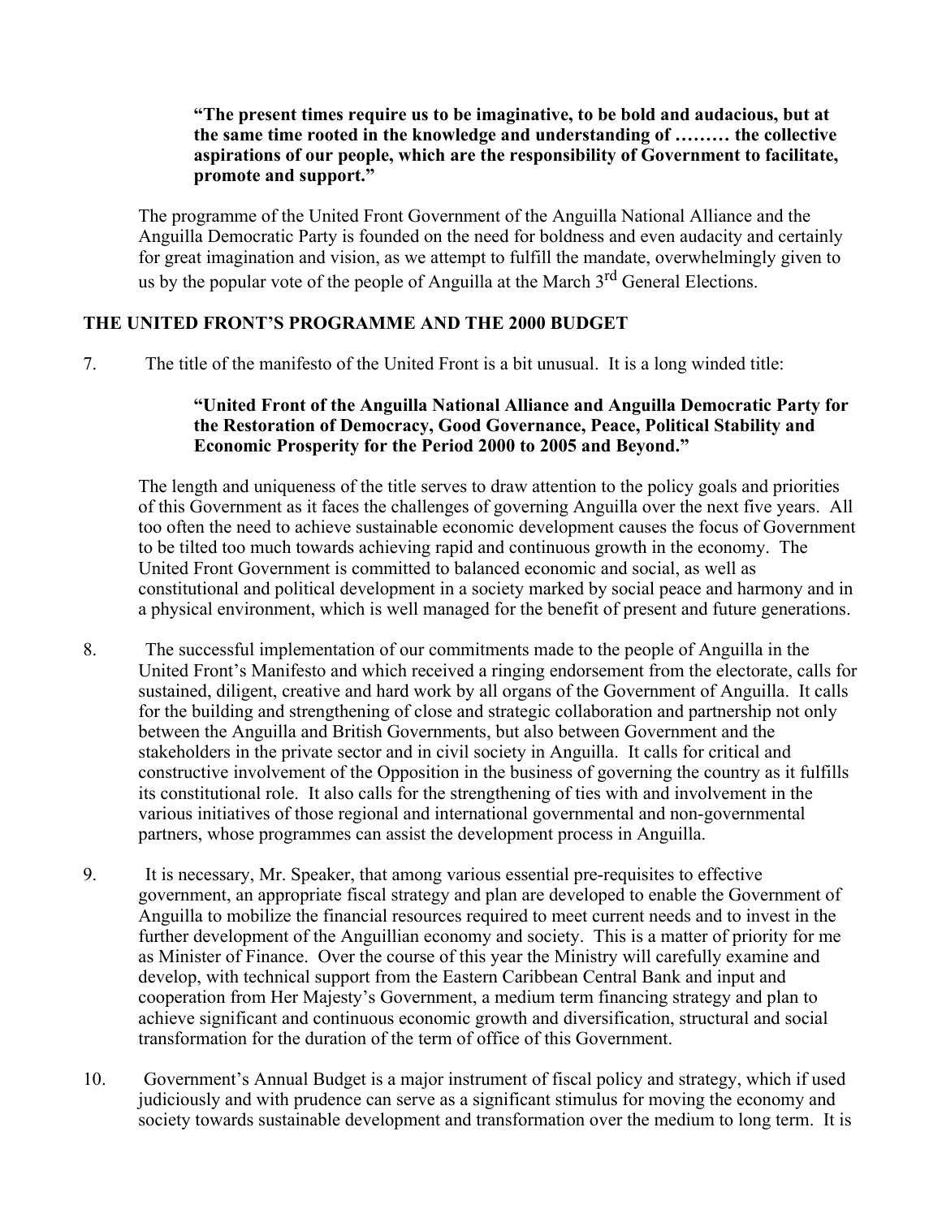> **"The present times require us to be imaginative, to be bold and audacious, but at the same time rooted in the knowledge and understanding of ……… the collective aspirations of our people, which are the responsibility of Government to facilitate, promote and support."**

The programme of the United Front Government of the Anguilla National Alliance and the Anguilla Democratic Party is founded on the need for boldness and even audacity and certainly for great imagination and vision, as we attempt to fulfill the mandate, overwhelmingly given to us by the popular vote of the people of Anguilla at the March 3rd General Elections.

## THE UNITED FRONT'S PROGRAMME AND THE 2000 BUDGET

7. The title of the manifesto of the United Front is a bit unusual. It is a long winded title:

> **"United Front of the Anguilla National Alliance and Anguilla Democratic Party for the Restoration of Democracy, Good Governance, Peace, Political Stability and Economic Prosperity for the Period 2000 to 2005 and Beyond."**

The length and uniqueness of the title serves to draw attention to the policy goals and priorities of this Government as it faces the challenges of governing Anguilla over the next five years. All too often the need to achieve sustainable economic development causes the focus of Government to be tilted too much towards achieving rapid and continuous growth in the economy. The United Front Government is committed to balanced economic and social, as well as constitutional and political development in a society marked by social peace and harmony and in a physical environment, which is well managed for the benefit of present and future generations.

8. The successful implementation of our commitments made to the people of Anguilla in the United Front's Manifesto and which received a ringing endorsement from the electorate, calls for sustained, diligent, creative and hard work by all organs of the Government of Anguilla. It calls for the building and strengthening of close and strategic collaboration and partnership not only between the Anguilla and British Governments, but also between Government and the stakeholders in the private sector and in civil society in Anguilla. It calls for critical and constructive involvement of the Opposition in the business of governing the country as it fulfills its constitutional role. It also calls for the strengthening of ties with and involvement in the various initiatives of those regional and international governmental and non-governmental partners, whose programmes can assist the development process in Anguilla.

9. It is necessary, Mr. Speaker, that among various essential pre-requisites to effective government, an appropriate fiscal strategy and plan are developed to enable the Government of Anguilla to mobilize the financial resources required to meet current needs and to invest in the further development of the Anguillian economy and society. This is a matter of priority for me as Minister of Finance. Over the course of this year the Ministry will carefully examine and develop, with technical support from the Eastern Caribbean Central Bank and input and cooperation from Her Majesty's Government, a medium term financing strategy and plan to achieve significant and continuous economic growth and diversification, structural and social transformation for the duration of the term of office of this Government.

10. Government's Annual Budget is a major instrument of fiscal policy and strategy, which if used judiciously and with prudence can serve as a significant stimulus for moving the economy and society towards sustainable development and transformation over the medium to long term. It is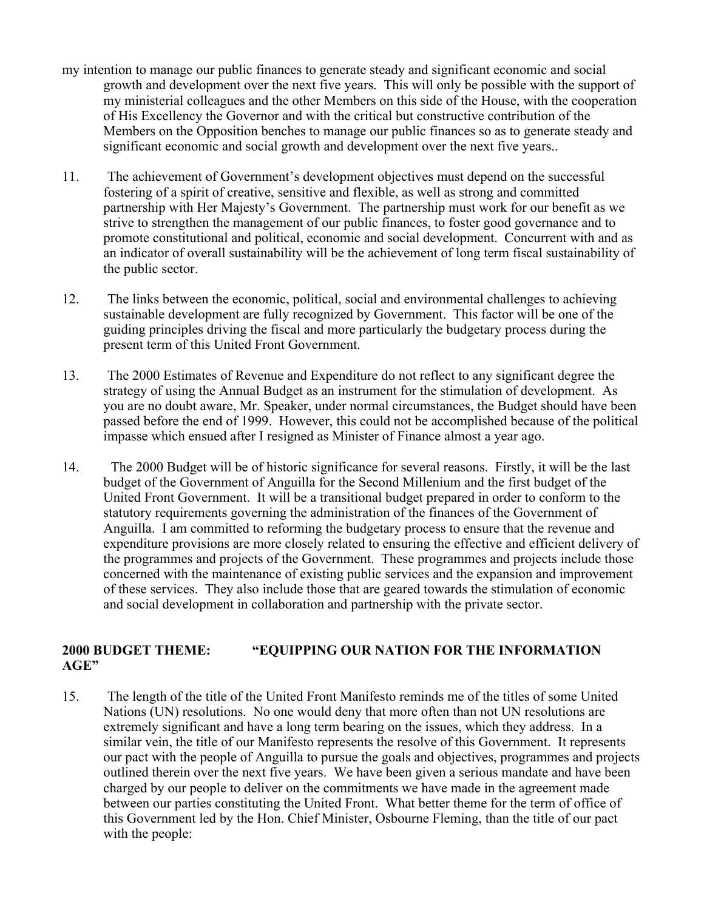my intention to manage our public finances to generate steady and significant economic and social growth and development over the next five years. This will only be possible with the support of my ministerial colleagues and the other Members on this side of the House, with the cooperation of His Excellency the Governor and with the critical but constructive contribution of the Members on the Opposition benches to manage our public finances so as to generate steady and significant economic and social growth and development over the next five years..

11. The achievement of Government's development objectives must depend on the successful fostering of a spirit of creative, sensitive and flexible, as well as strong and committed partnership with Her Majesty's Government. The partnership must work for our benefit as we strive to strengthen the management of our public finances, to foster good governance and to promote constitutional and political, economic and social development. Concurrent with and as an indicator of overall sustainability will be the achievement of long term fiscal sustainability of the public sector.

12. The links between the economic, political, social and environmental challenges to achieving sustainable development are fully recognized by Government. This factor will be one of the guiding principles driving the fiscal and more particularly the budgetary process during the present term of this United Front Government.

13. The 2000 Estimates of Revenue and Expenditure do not reflect to any significant degree the strategy of using the Annual Budget as an instrument for the stimulation of development. As you are no doubt aware, Mr. Speaker, under normal circumstances, the Budget should have been passed before the end of 1999. However, this could not be accomplished because of the political impasse which ensued after I resigned as Minister of Finance almost a year ago.

14. The 2000 Budget will be of historic significance for several reasons. Firstly, it will be the last budget of the Government of Anguilla for the Second Millenium and the first budget of the United Front Government. It will be a transitional budget prepared in order to conform to the statutory requirements governing the administration of the finances of the Government of Anguilla. I am committed to reforming the budgetary process to ensure that the revenue and expenditure provisions are more closely related to ensuring the effective and efficient delivery of the programmes and projects of the Government. These programmes and projects include those concerned with the maintenance of existing public services and the expansion and improvement of these services. They also include those that are geared towards the stimulation of economic and social development in collaboration and partnership with the private sector.

**2000 BUDGET THEME: "EQUIPPING OUR NATION FOR THE INFORMATION AGE"**

15. The length of the title of the United Front Manifesto reminds me of the titles of some United Nations (UN) resolutions. No one would deny that more often than not UN resolutions are extremely significant and have a long term bearing on the issues, which they address. In a similar vein, the title of our Manifesto represents the resolve of this Government. It represents our pact with the people of Anguilla to pursue the goals and objectives, programmes and projects outlined therein over the next five years. We have been given a serious mandate and have been charged by our people to deliver on the commitments we have made in the agreement made between our parties constituting the United Front. What better theme for the term of office of this Government led by the Hon. Chief Minister, Osbourne Fleming, than the title of our pact with the people: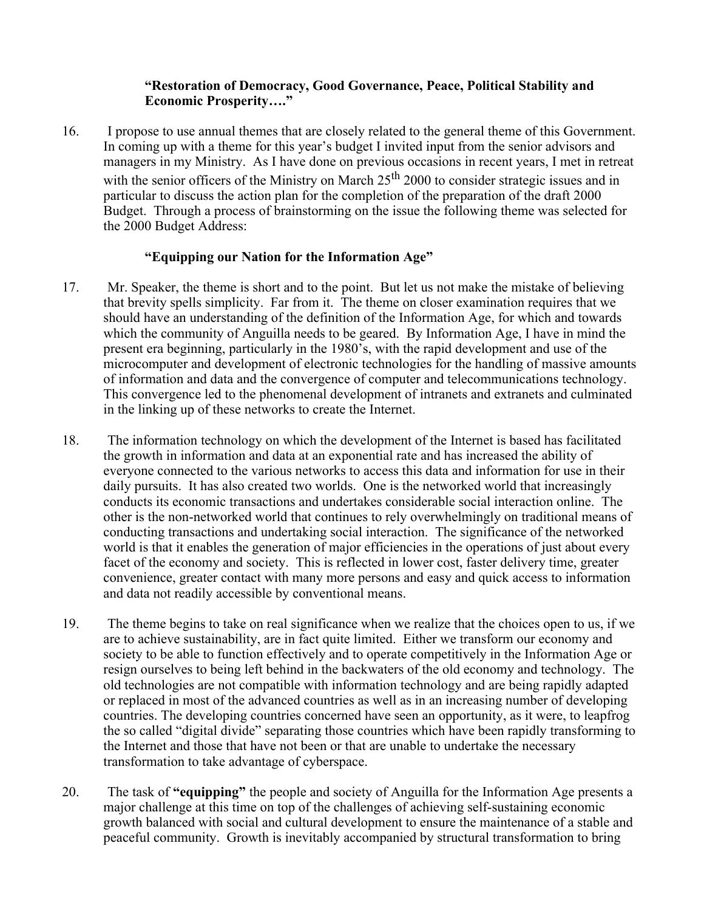**"Restoration of Democracy, Good Governance, Peace, Political Stability and Economic Prosperity…."**

16. I propose to use annual themes that are closely related to the general theme of this Government. In coming up with a theme for this year's budget I invited input from the senior advisors and managers in my Ministry. As I have done on previous occasions in recent years, I met in retreat with the senior officers of the Ministry on March 25th 2000 to consider strategic issues and in particular to discuss the action plan for the completion of the preparation of the draft 2000 Budget. Through a process of brainstorming on the issue the following theme was selected for the 2000 Budget Address:

**"Equipping our Nation for the Information Age"**

17. Mr. Speaker, the theme is short and to the point. But let us not make the mistake of believing that brevity spells simplicity. Far from it. The theme on closer examination requires that we should have an understanding of the definition of the Information Age, for which and towards which the community of Anguilla needs to be geared. By Information Age, I have in mind the present era beginning, particularly in the 1980's, with the rapid development and use of the microcomputer and development of electronic technologies for the handling of massive amounts of information and data and the convergence of computer and telecommunications technology. This convergence led to the phenomenal development of intranets and extranets and culminated in the linking up of these networks to create the Internet.

18. The information technology on which the development of the Internet is based has facilitated the growth in information and data at an exponential rate and has increased the ability of everyone connected to the various networks to access this data and information for use in their daily pursuits. It has also created two worlds. One is the networked world that increasingly conducts its economic transactions and undertakes considerable social interaction online. The other is the non-networked world that continues to rely overwhelmingly on traditional means of conducting transactions and undertaking social interaction. The significance of the networked world is that it enables the generation of major efficiencies in the operations of just about every facet of the economy and society. This is reflected in lower cost, faster delivery time, greater convenience, greater contact with many more persons and easy and quick access to information and data not readily accessible by conventional means.

19. The theme begins to take on real significance when we realize that the choices open to us, if we are to achieve sustainability, are in fact quite limited. Either we transform our economy and society to be able to function effectively and to operate competitively in the Information Age or resign ourselves to being left behind in the backwaters of the old economy and technology. The old technologies are not compatible with information technology and are being rapidly adapted or replaced in most of the advanced countries as well as in an increasing number of developing countries. The developing countries concerned have seen an opportunity, as it were, to leapfrog the so called "digital divide" separating those countries which have been rapidly transforming to the Internet and those that have not been or that are unable to undertake the necessary transformation to take advantage of cyberspace.

20. The task of **"equipping"** the people and society of Anguilla for the Information Age presents a major challenge at this time on top of the challenges of achieving self-sustaining economic growth balanced with social and cultural development to ensure the maintenance of a stable and peaceful community. Growth is inevitably accompanied by structural transformation to bring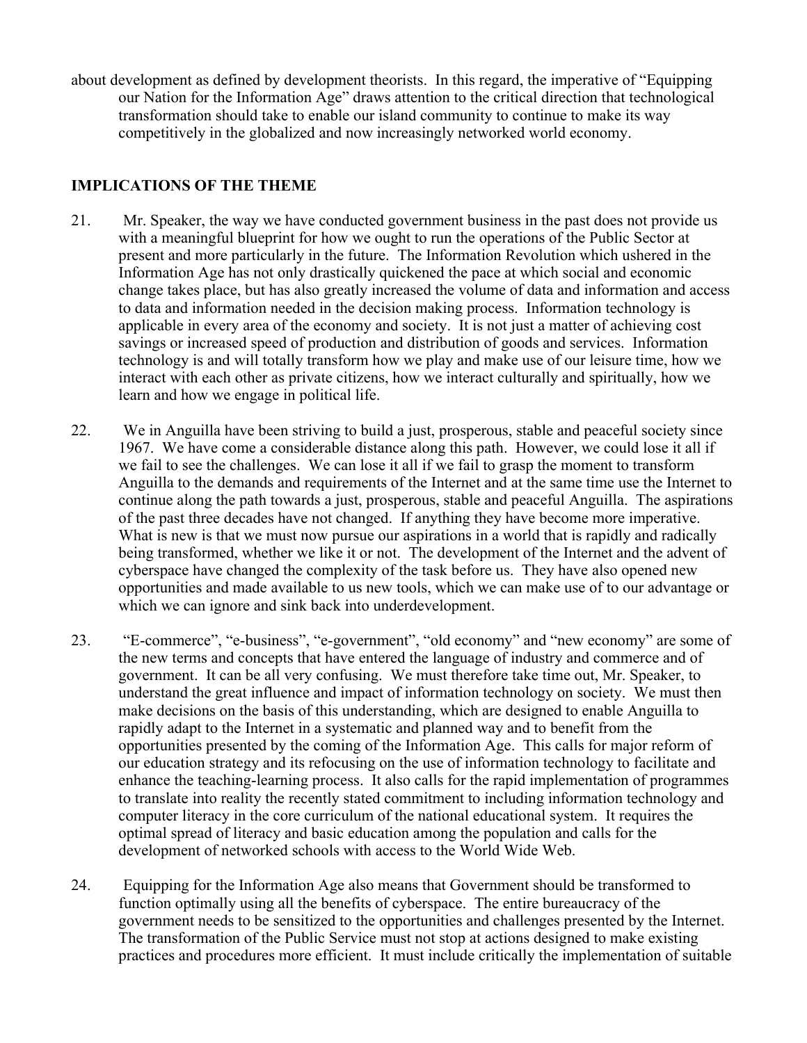about development as defined by development theorists. In this regard, the imperative of "Equipping our Nation for the Information Age" draws attention to the critical direction that technological transformation should take to enable our island community to continue to make its way competitively in the globalized and now increasingly networked world economy.

## IMPLICATIONS OF THE THEME

21. Mr. Speaker, the way we have conducted government business in the past does not provide us with a meaningful blueprint for how we ought to run the operations of the Public Sector at present and more particularly in the future. The Information Revolution which ushered in the Information Age has not only drastically quickened the pace at which social and economic change takes place, but has also greatly increased the volume of data and information and access to data and information needed in the decision making process. Information technology is applicable in every area of the economy and society. It is not just a matter of achieving cost savings or increased speed of production and distribution of goods and services. Information technology is and will totally transform how we play and make use of our leisure time, how we interact with each other as private citizens, how we interact culturally and spiritually, how we learn and how we engage in political life.

22. We in Anguilla have been striving to build a just, prosperous, stable and peaceful society since 1967. We have come a considerable distance along this path. However, we could lose it all if we fail to see the challenges. We can lose it all if we fail to grasp the moment to transform Anguilla to the demands and requirements of the Internet and at the same time use the Internet to continue along the path towards a just, prosperous, stable and peaceful Anguilla. The aspirations of the past three decades have not changed. If anything they have become more imperative. What is new is that we must now pursue our aspirations in a world that is rapidly and radically being transformed, whether we like it or not. The development of the Internet and the advent of cyberspace have changed the complexity of the task before us. They have also opened new opportunities and made available to us new tools, which we can make use of to our advantage or which we can ignore and sink back into underdevelopment.

23. "E-commerce", "e-business", "e-government", "old economy" and "new economy" are some of the new terms and concepts that have entered the language of industry and commerce and of government. It can be all very confusing. We must therefore take time out, Mr. Speaker, to understand the great influence and impact of information technology on society. We must then make decisions on the basis of this understanding, which are designed to enable Anguilla to rapidly adapt to the Internet in a systematic and planned way and to benefit from the opportunities presented by the coming of the Information Age. This calls for major reform of our education strategy and its refocusing on the use of information technology to facilitate and enhance the teaching-learning process. It also calls for the rapid implementation of programmes to translate into reality the recently stated commitment to including information technology and computer literacy in the core curriculum of the national educational system. It requires the optimal spread of literacy and basic education among the population and calls for the development of networked schools with access to the World Wide Web.

24. Equipping for the Information Age also means that Government should be transformed to function optimally using all the benefits of cyberspace. The entire bureaucracy of the government needs to be sensitized to the opportunities and challenges presented by the Internet. The transformation of the Public Service must not stop at actions designed to make existing practices and procedures more efficient. It must include critically the implementation of suitable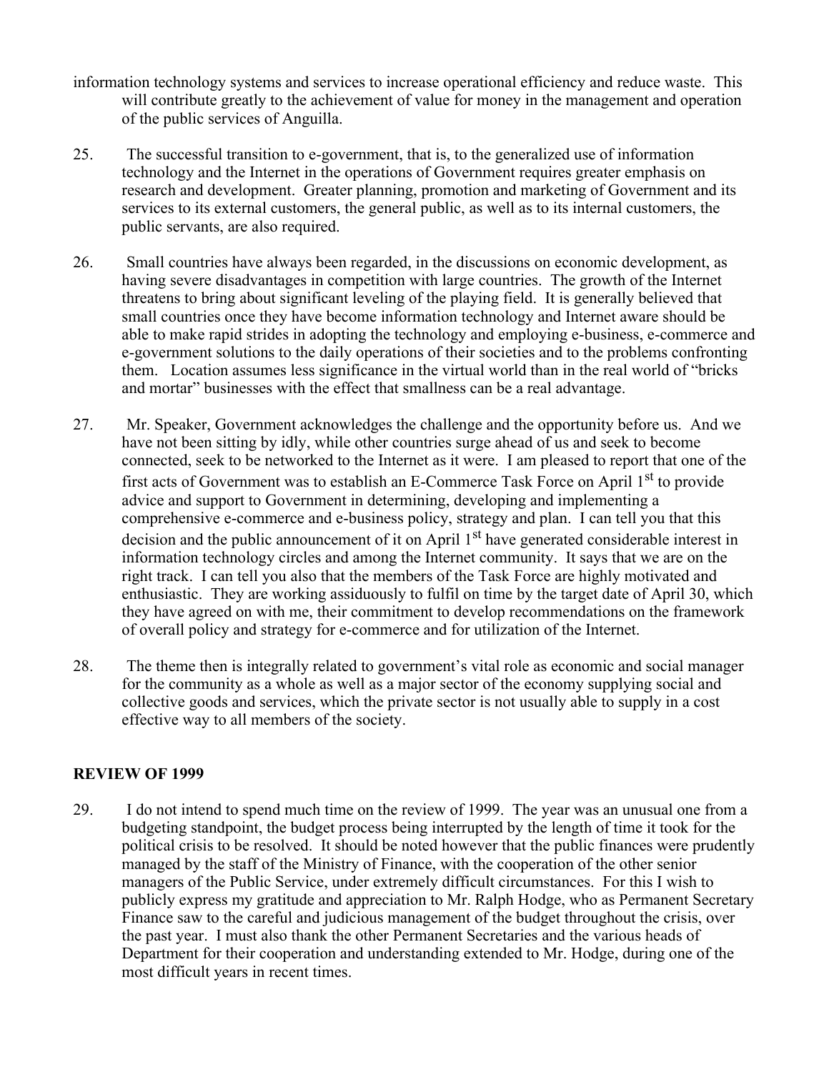information technology systems and services to increase operational efficiency and reduce waste. This will contribute greatly to the achievement of value for money in the management and operation of the public services of Anguilla.

25. The successful transition to e-government, that is, to the generalized use of information technology and the Internet in the operations of Government requires greater emphasis on research and development. Greater planning, promotion and marketing of Government and its services to its external customers, the general public, as well as to its internal customers, the public servants, are also required.

26. Small countries have always been regarded, in the discussions on economic development, as having severe disadvantages in competition with large countries. The growth of the Internet threatens to bring about significant leveling of the playing field. It is generally believed that small countries once they have become information technology and Internet aware should be able to make rapid strides in adopting the technology and employing e-business, e-commerce and e-government solutions to the daily operations of their societies and to the problems confronting them. Location assumes less significance in the virtual world than in the real world of "bricks and mortar" businesses with the effect that smallness can be a real advantage.

27. Mr. Speaker, Government acknowledges the challenge and the opportunity before us. And we have not been sitting by idly, while other countries surge ahead of us and seek to become connected, seek to be networked to the Internet as it were. I am pleased to report that one of the first acts of Government was to establish an E-Commerce Task Force on April 1st to provide advice and support to Government in determining, developing and implementing a comprehensive e-commerce and e-business policy, strategy and plan. I can tell you that this decision and the public announcement of it on April 1st have generated considerable interest in information technology circles and among the Internet community. It says that we are on the right track. I can tell you also that the members of the Task Force are highly motivated and enthusiastic. They are working assiduously to fulfil on time by the target date of April 30, which they have agreed on with me, their commitment to develop recommendations on the framework of overall policy and strategy for e-commerce and for utilization of the Internet.

28. The theme then is integrally related to government's vital role as economic and social manager for the community as a whole as well as a major sector of the economy supplying social and collective goods and services, which the private sector is not usually able to supply in a cost effective way to all members of the society.

## REVIEW OF 1999

29. I do not intend to spend much time on the review of 1999. The year was an unusual one from a budgeting standpoint, the budget process being interrupted by the length of time it took for the political crisis to be resolved. It should be noted however that the public finances were prudently managed by the staff of the Ministry of Finance, with the cooperation of the other senior managers of the Public Service, under extremely difficult circumstances. For this I wish to publicly express my gratitude and appreciation to Mr. Ralph Hodge, who as Permanent Secretary Finance saw to the careful and judicious management of the budget throughout the crisis, over the past year. I must also thank the other Permanent Secretaries and the various heads of Department for their cooperation and understanding extended to Mr. Hodge, during one of the most difficult years in recent times.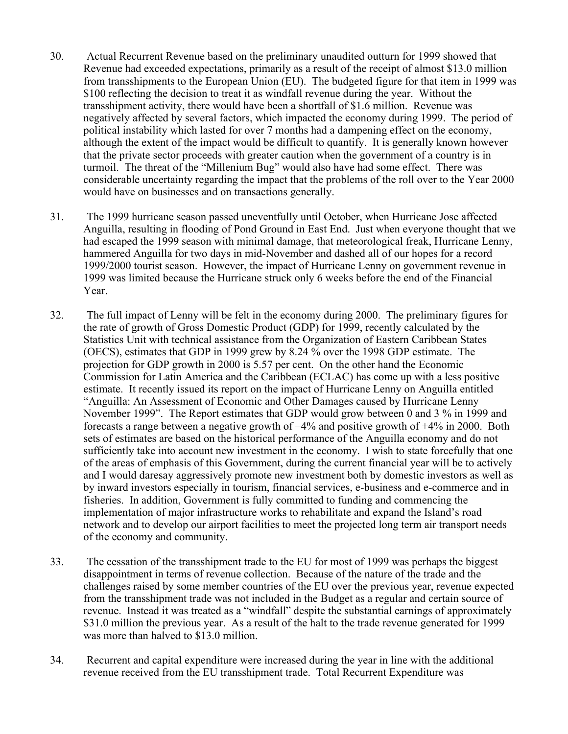30. Actual Recurrent Revenue based on the preliminary unaudited outturn for 1999 showed that Revenue had exceeded expectations, primarily as a result of the receipt of almost $13.0 million from transshipments to the European Union (EU). The budgeted figure for that item in 1999 was $100 reflecting the decision to treat it as windfall revenue during the year. Without the transshipment activity, there would have been a shortfall of $1.6 million. Revenue was negatively affected by several factors, which impacted the economy during 1999. The period of political instability which lasted for over 7 months had a dampening effect on the economy, although the extent of the impact would be difficult to quantify. It is generally known however that the private sector proceeds with greater caution when the government of a country is in turmoil. The threat of the "Millenium Bug" would also have had some effect. There was considerable uncertainty regarding the impact that the problems of the roll over to the Year 2000 would have on businesses and on transactions generally.

31. The 1999 hurricane season passed uneventfully until October, when Hurricane Jose affected Anguilla, resulting in flooding of Pond Ground in East End. Just when everyone thought that we had escaped the 1999 season with minimal damage, that meteorological freak, Hurricane Lenny, hammered Anguilla for two days in mid-November and dashed all of our hopes for a record 1999/2000 tourist season. However, the impact of Hurricane Lenny on government revenue in 1999 was limited because the Hurricane struck only 6 weeks before the end of the Financial Year.

32. The full impact of Lenny will be felt in the economy during 2000. The preliminary figures for the rate of growth of Gross Domestic Product (GDP) for 1999, recently calculated by the Statistics Unit with technical assistance from the Organization of Eastern Caribbean States (OECS), estimates that GDP in 1999 grew by 8.24 % over the 1998 GDP estimate. The projection for GDP growth in 2000 is 5.57 per cent. On the other hand the Economic Commission for Latin America and the Caribbean (ECLAC) has come up with a less positive estimate. It recently issued its report on the impact of Hurricane Lenny on Anguilla entitled "Anguilla: An Assessment of Economic and Other Damages caused by Hurricane Lenny November 1999". The Report estimates that GDP would grow between 0 and 3 % in 1999 and forecasts a range between a negative growth of –4% and positive growth of +4% in 2000. Both sets of estimates are based on the historical performance of the Anguilla economy and do not sufficiently take into account new investment in the economy. I wish to state forcefully that one of the areas of emphasis of this Government, during the current financial year will be to actively and I would daresay aggressively promote new investment both by domestic investors as well as by inward investors especially in tourism, financial services, e-business and e-commerce and in fisheries. In addition, Government is fully committed to funding and commencing the implementation of major infrastructure works to rehabilitate and expand the Island's road network and to develop our airport facilities to meet the projected long term air transport needs of the economy and community.

33. The cessation of the transshipment trade to the EU for most of 1999 was perhaps the biggest disappointment in terms of revenue collection. Because of the nature of the trade and the challenges raised by some member countries of the EU over the previous year, revenue expected from the transshipment trade was not included in the Budget as a regular and certain source of revenue. Instead it was treated as a "windfall" despite the substantial earnings of approximately $31.0 million the previous year. As a result of the halt to the trade revenue generated for 1999 was more than halved to $13.0 million.

34. Recurrent and capital expenditure were increased during the year in line with the additional revenue received from the EU transshipment trade. Total Recurrent Expenditure was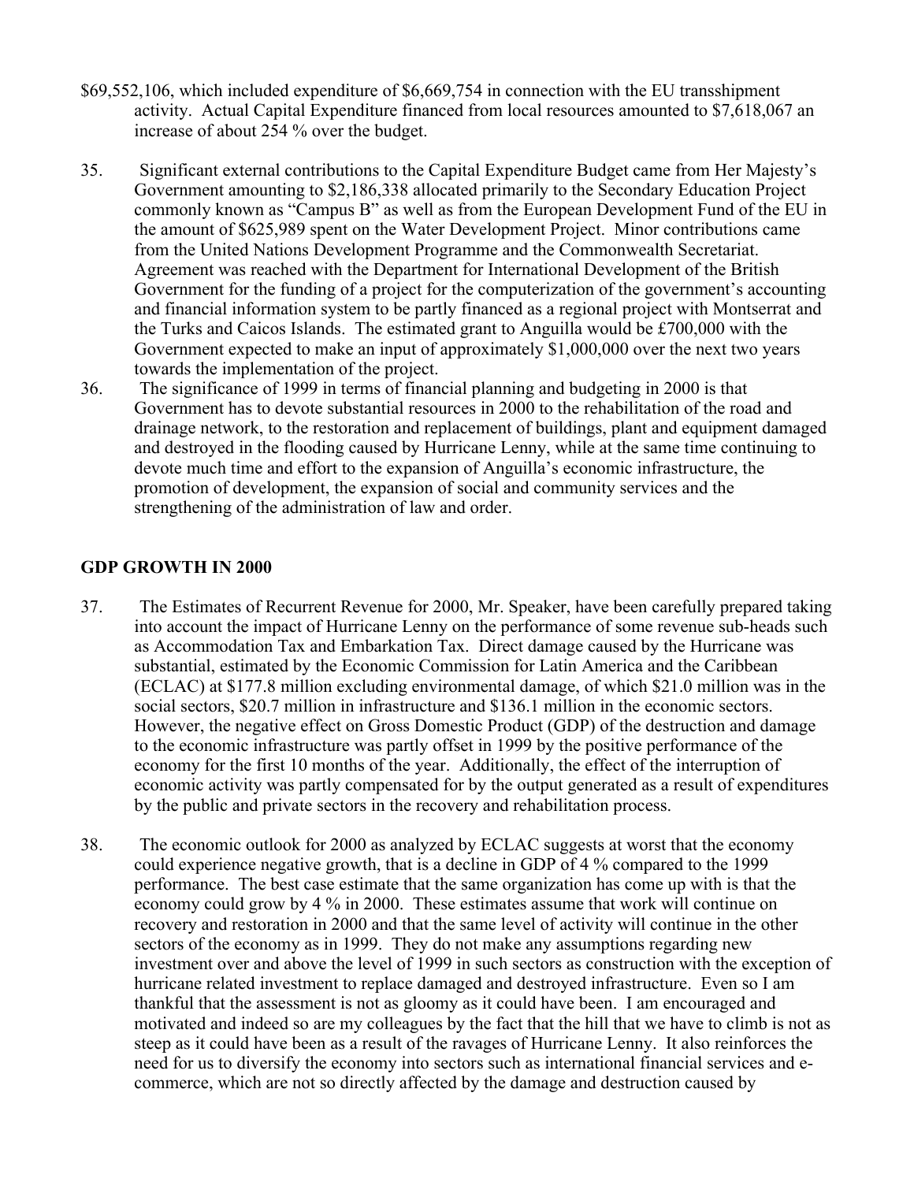$69,552,106, which included expenditure of $6,669,754 in connection with the EU transshipment activity. Actual Capital Expenditure financed from local resources amounted to $7,618,067 an increase of about 254 % over the budget.

35. Significant external contributions to the Capital Expenditure Budget came from Her Majesty's Government amounting to $2,186,338 allocated primarily to the Secondary Education Project commonly known as "Campus B" as well as from the European Development Fund of the EU in the amount of $625,989 spent on the Water Development Project. Minor contributions came from the United Nations Development Programme and the Commonwealth Secretariat. Agreement was reached with the Department for International Development of the British Government for the funding of a project for the computerization of the government's accounting and financial information system to be partly financed as a regional project with Montserrat and the Turks and Caicos Islands. The estimated grant to Anguilla would be £700,000 with the Government expected to make an input of approximately $1,000,000 over the next two years towards the implementation of the project.

36. The significance of 1999 in terms of financial planning and budgeting in 2000 is that Government has to devote substantial resources in 2000 to the rehabilitation of the road and drainage network, to the restoration and replacement of buildings, plant and equipment damaged and destroyed in the flooding caused by Hurricane Lenny, while at the same time continuing to devote much time and effort to the expansion of Anguilla's economic infrastructure, the promotion of development, the expansion of social and community services and the strengthening of the administration of law and order.

## GDP GROWTH IN 2000

37. The Estimates of Recurrent Revenue for 2000, Mr. Speaker, have been carefully prepared taking into account the impact of Hurricane Lenny on the performance of some revenue sub-heads such as Accommodation Tax and Embarkation Tax. Direct damage caused by the Hurricane was substantial, estimated by the Economic Commission for Latin America and the Caribbean (ECLAC) at $177.8 million excluding environmental damage, of which $21.0 million was in the social sectors, $20.7 million in infrastructure and $136.1 million in the economic sectors. However, the negative effect on Gross Domestic Product (GDP) of the destruction and damage to the economic infrastructure was partly offset in 1999 by the positive performance of the economy for the first 10 months of the year. Additionally, the effect of the interruption of economic activity was partly compensated for by the output generated as a result of expenditures by the public and private sectors in the recovery and rehabilitation process.

38. The economic outlook for 2000 as analyzed by ECLAC suggests at worst that the economy could experience negative growth, that is a decline in GDP of 4 % compared to the 1999 performance. The best case estimate that the same organization has come up with is that the economy could grow by 4 % in 2000. These estimates assume that work will continue on recovery and restoration in 2000 and that the same level of activity will continue in the other sectors of the economy as in 1999. They do not make any assumptions regarding new investment over and above the level of 1999 in such sectors as construction with the exception of hurricane related investment to replace damaged and destroyed infrastructure. Even so I am thankful that the assessment is not as gloomy as it could have been. I am encouraged and motivated and indeed so are my colleagues by the fact that the hill that we have to climb is not as steep as it could have been as a result of the ravages of Hurricane Lenny. It also reinforces the need for us to diversify the economy into sectors such as international financial services and e-commerce, which are not so directly affected by the damage and destruction caused by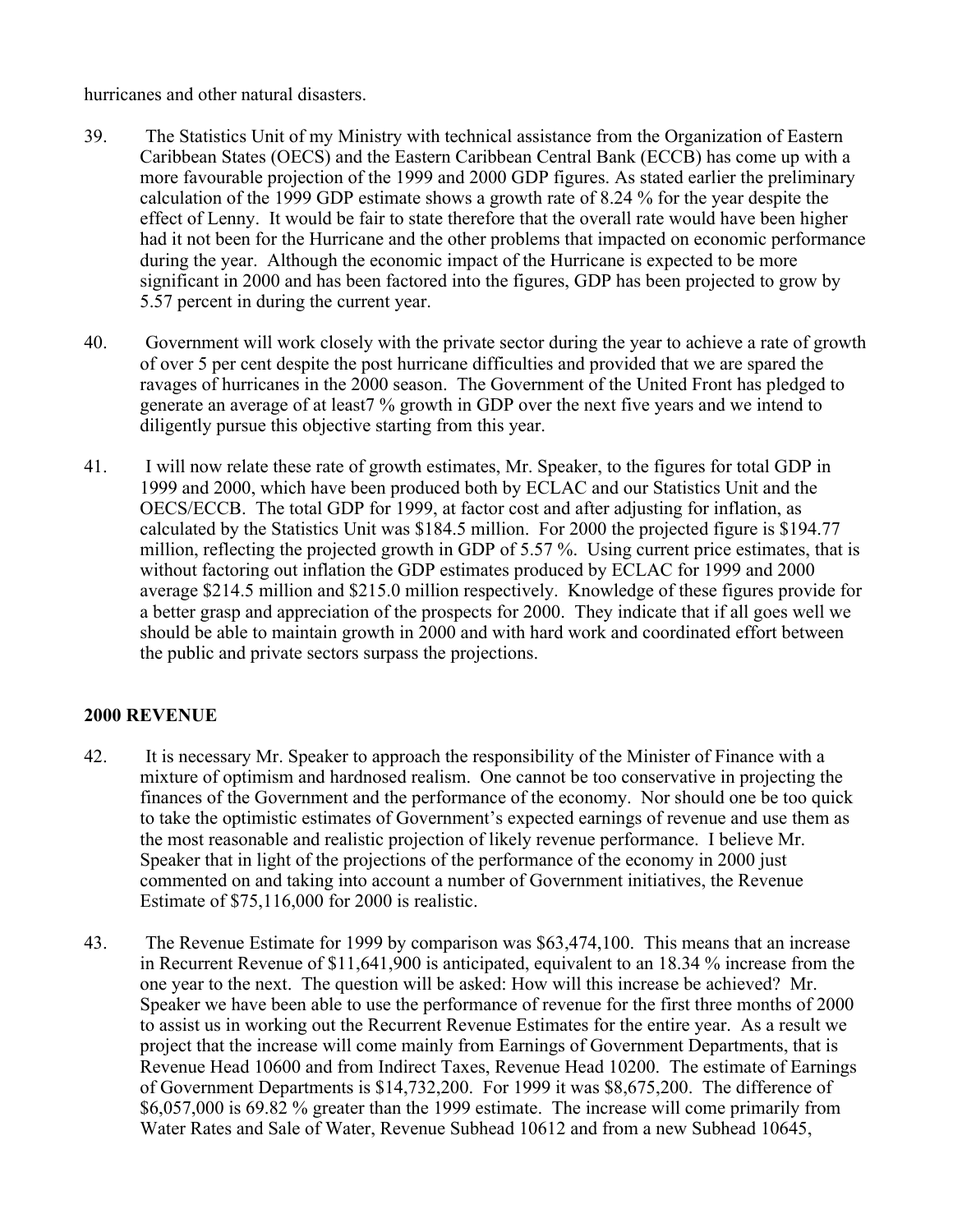hurricanes and other natural disasters.

39. The Statistics Unit of my Ministry with technical assistance from the Organization of Eastern Caribbean States (OECS) and the Eastern Caribbean Central Bank (ECCB) has come up with a more favourable projection of the 1999 and 2000 GDP figures. As stated earlier the preliminary calculation of the 1999 GDP estimate shows a growth rate of 8.24 % for the year despite the effect of Lenny. It would be fair to state therefore that the overall rate would have been higher had it not been for the Hurricane and the other problems that impacted on economic performance during the year. Although the economic impact of the Hurricane is expected to be more significant in 2000 and has been factored into the figures, GDP has been projected to grow by 5.57 percent in during the current year.

40. Government will work closely with the private sector during the year to achieve a rate of growth of over 5 per cent despite the post hurricane difficulties and provided that we are spared the ravages of hurricanes in the 2000 season. The Government of the United Front has pledged to generate an average of at least7 % growth in GDP over the next five years and we intend to diligently pursue this objective starting from this year.

41. I will now relate these rate of growth estimates, Mr. Speaker, to the figures for total GDP in 1999 and 2000, which have been produced both by ECLAC and our Statistics Unit and the OECS/ECCB. The total GDP for 1999, at factor cost and after adjusting for inflation, as calculated by the Statistics Unit was $184.5 million. For 2000 the projected figure is $194.77 million, reflecting the projected growth in GDP of 5.57 %. Using current price estimates, that is without factoring out inflation the GDP estimates produced by ECLAC for 1999 and 2000 average $214.5 million and $215.0 million respectively. Knowledge of these figures provide for a better grasp and appreciation of the prospects for 2000. They indicate that if all goes well we should be able to maintain growth in 2000 and with hard work and coordinated effort between the public and private sectors surpass the projections.

## 2000 REVENUE

42. It is necessary Mr. Speaker to approach the responsibility of the Minister of Finance with a mixture of optimism and hardnosed realism. One cannot be too conservative in projecting the finances of the Government and the performance of the economy. Nor should one be too quick to take the optimistic estimates of Government's expected earnings of revenue and use them as the most reasonable and realistic projection of likely revenue performance. I believe Mr. Speaker that in light of the projections of the performance of the economy in 2000 just commented on and taking into account a number of Government initiatives, the Revenue Estimate of $75,116,000 for 2000 is realistic.

43. The Revenue Estimate for 1999 by comparison was $63,474,100. This means that an increase in Recurrent Revenue of $11,641,900 is anticipated, equivalent to an 18.34 % increase from the one year to the next. The question will be asked: How will this increase be achieved? Mr. Speaker we have been able to use the performance of revenue for the first three months of 2000 to assist us in working out the Recurrent Revenue Estimates for the entire year. As a result we project that the increase will come mainly from Earnings of Government Departments, that is Revenue Head 10600 and from Indirect Taxes, Revenue Head 10200. The estimate of Earnings of Government Departments is $14,732,200. For 1999 it was $8,675,200. The difference of $6,057,000 is 69.82 % greater than the 1999 estimate. The increase will come primarily from Water Rates and Sale of Water, Revenue Subhead 10612 and from a new Subhead 10645,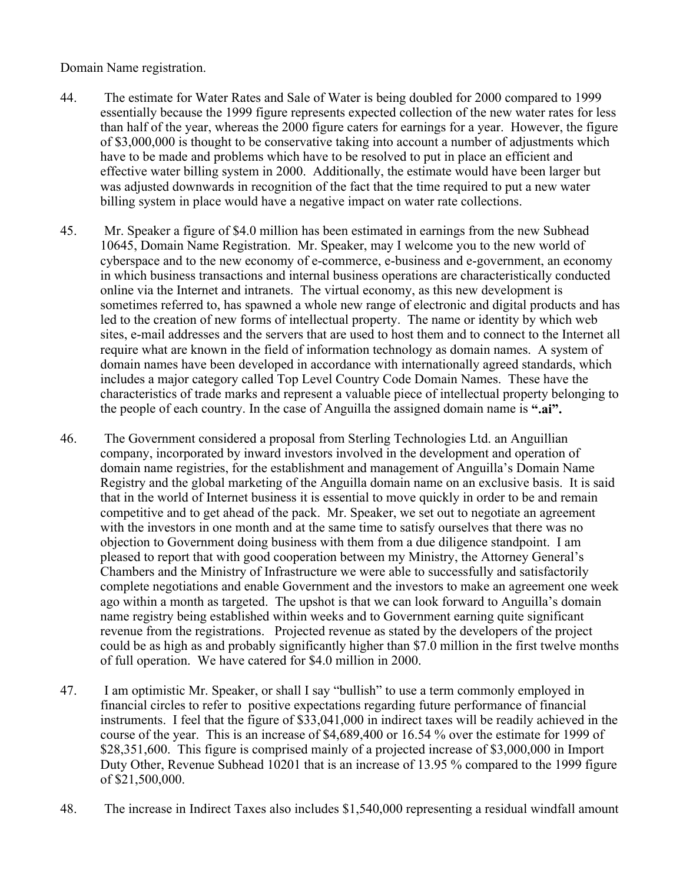Domain Name registration.

44. The estimate for Water Rates and Sale of Water is being doubled for 2000 compared to 1999 essentially because the 1999 figure represents expected collection of the new water rates for less than half of the year, whereas the 2000 figure caters for earnings for a year. However, the figure of $3,000,000 is thought to be conservative taking into account a number of adjustments which have to be made and problems which have to be resolved to put in place an efficient and effective water billing system in 2000. Additionally, the estimate would have been larger but was adjusted downwards in recognition of the fact that the time required to put a new water billing system in place would have a negative impact on water rate collections.

45. Mr. Speaker a figure of $4.0 million has been estimated in earnings from the new Subhead 10645, Domain Name Registration. Mr. Speaker, may I welcome you to the new world of cyberspace and to the new economy of e-commerce, e-business and e-government, an economy in which business transactions and internal business operations are characteristically conducted online via the Internet and intranets. The virtual economy, as this new development is sometimes referred to, has spawned a whole new range of electronic and digital products and has led to the creation of new forms of intellectual property. The name or identity by which web sites, e-mail addresses and the servers that are used to host them and to connect to the Internet all require what are known in the field of information technology as domain names. A system of domain names have been developed in accordance with internationally agreed standards, which includes a major category called Top Level Country Code Domain Names. These have the characteristics of trade marks and represent a valuable piece of intellectual property belonging to the people of each country. In the case of Anguilla the assigned domain name is **".ai".**

46. The Government considered a proposal from Sterling Technologies Ltd. an Anguillian company, incorporated by inward investors involved in the development and operation of domain name registries, for the establishment and management of Anguilla's Domain Name Registry and the global marketing of the Anguilla domain name on an exclusive basis. It is said that in the world of Internet business it is essential to move quickly in order to be and remain competitive and to get ahead of the pack. Mr. Speaker, we set out to negotiate an agreement with the investors in one month and at the same time to satisfy ourselves that there was no objection to Government doing business with them from a due diligence standpoint. I am pleased to report that with good cooperation between my Ministry, the Attorney General's Chambers and the Ministry of Infrastructure we were able to successfully and satisfactorily complete negotiations and enable Government and the investors to make an agreement one week ago within a month as targeted. The upshot is that we can look forward to Anguilla's domain name registry being established within weeks and to Government earning quite significant revenue from the registrations. Projected revenue as stated by the developers of the project could be as high as and probably significantly higher than $7.0 million in the first twelve months of full operation. We have catered for $4.0 million in 2000.

47. I am optimistic Mr. Speaker, or shall I say "bullish" to use a term commonly employed in financial circles to refer to positive expectations regarding future performance of financial instruments. I feel that the figure of $33,041,000 in indirect taxes will be readily achieved in the course of the year. This is an increase of $4,689,400 or 16.54 % over the estimate for 1999 of $28,351,600. This figure is comprised mainly of a projected increase of $3,000,000 in Import Duty Other, Revenue Subhead 10201 that is an increase of 13.95 % compared to the 1999 figure of $21,500,000.

48. The increase in Indirect Taxes also includes $1,540,000 representing a residual windfall amount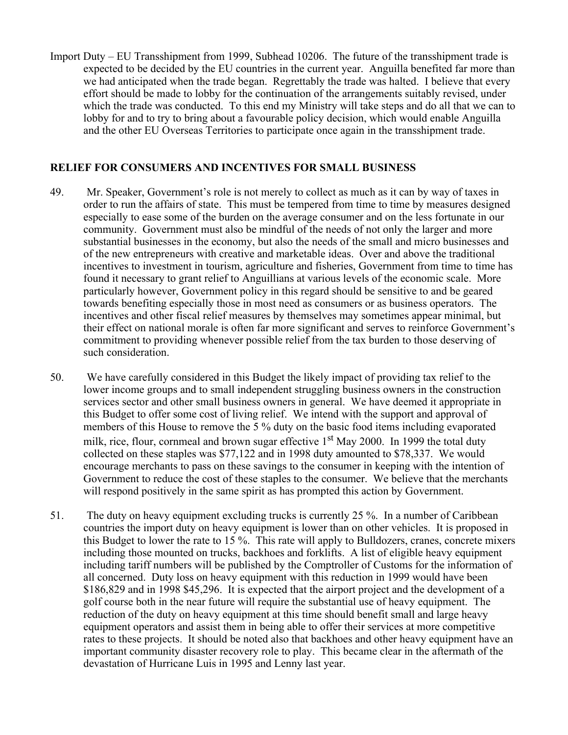Import Duty – EU Transshipment from 1999, Subhead 10206. The future of the transshipment trade is expected to be decided by the EU countries in the current year. Anguilla benefited far more than we had anticipated when the trade began. Regrettably the trade was halted. I believe that every effort should be made to lobby for the continuation of the arrangements suitably revised, under which the trade was conducted. To this end my Ministry will take steps and do all that we can to lobby for and to try to bring about a favourable policy decision, which would enable Anguilla and the other EU Overseas Territories to participate once again in the transshipment trade.

## RELIEF FOR CONSUMERS AND INCENTIVES FOR SMALL BUSINESS

49. Mr. Speaker, Government's role is not merely to collect as much as it can by way of taxes in order to run the affairs of state. This must be tempered from time to time by measures designed especially to ease some of the burden on the average consumer and on the less fortunate in our community. Government must also be mindful of the needs of not only the larger and more substantial businesses in the economy, but also the needs of the small and micro businesses and of the new entrepreneurs with creative and marketable ideas. Over and above the traditional incentives to investment in tourism, agriculture and fisheries, Government from time to time has found it necessary to grant relief to Anguillians at various levels of the economic scale. More particularly however, Government policy in this regard should be sensitive to and be geared towards benefiting especially those in most need as consumers or as business operators. The incentives and other fiscal relief measures by themselves may sometimes appear minimal, but their effect on national morale is often far more significant and serves to reinforce Government's commitment to providing whenever possible relief from the tax burden to those deserving of such consideration.

50. We have carefully considered in this Budget the likely impact of providing tax relief to the lower income groups and to small independent struggling business owners in the construction services sector and other small business owners in general. We have deemed it appropriate in this Budget to offer some cost of living relief. We intend with the support and approval of members of this House to remove the 5 % duty on the basic food items including evaporated milk, rice, flour, cornmeal and brown sugar effective 1st May 2000. In 1999 the total duty collected on these staples was $77,122 and in 1998 duty amounted to $78,337. We would encourage merchants to pass on these savings to the consumer in keeping with the intention of Government to reduce the cost of these staples to the consumer. We believe that the merchants will respond positively in the same spirit as has prompted this action by Government.

51. The duty on heavy equipment excluding trucks is currently 25 %. In a number of Caribbean countries the import duty on heavy equipment is lower than on other vehicles. It is proposed in this Budget to lower the rate to 15 %. This rate will apply to Bulldozers, cranes, concrete mixers including those mounted on trucks, backhoes and forklifts. A list of eligible heavy equipment including tariff numbers will be published by the Comptroller of Customs for the information of all concerned. Duty loss on heavy equipment with this reduction in 1999 would have been $186,829 and in 1998 $45,296. It is expected that the airport project and the development of a golf course both in the near future will require the substantial use of heavy equipment. The reduction of the duty on heavy equipment at this time should benefit small and large heavy equipment operators and assist them in being able to offer their services at more competitive rates to these projects. It should be noted also that backhoes and other heavy equipment have an important community disaster recovery role to play. This became clear in the aftermath of the devastation of Hurricane Luis in 1995 and Lenny last year.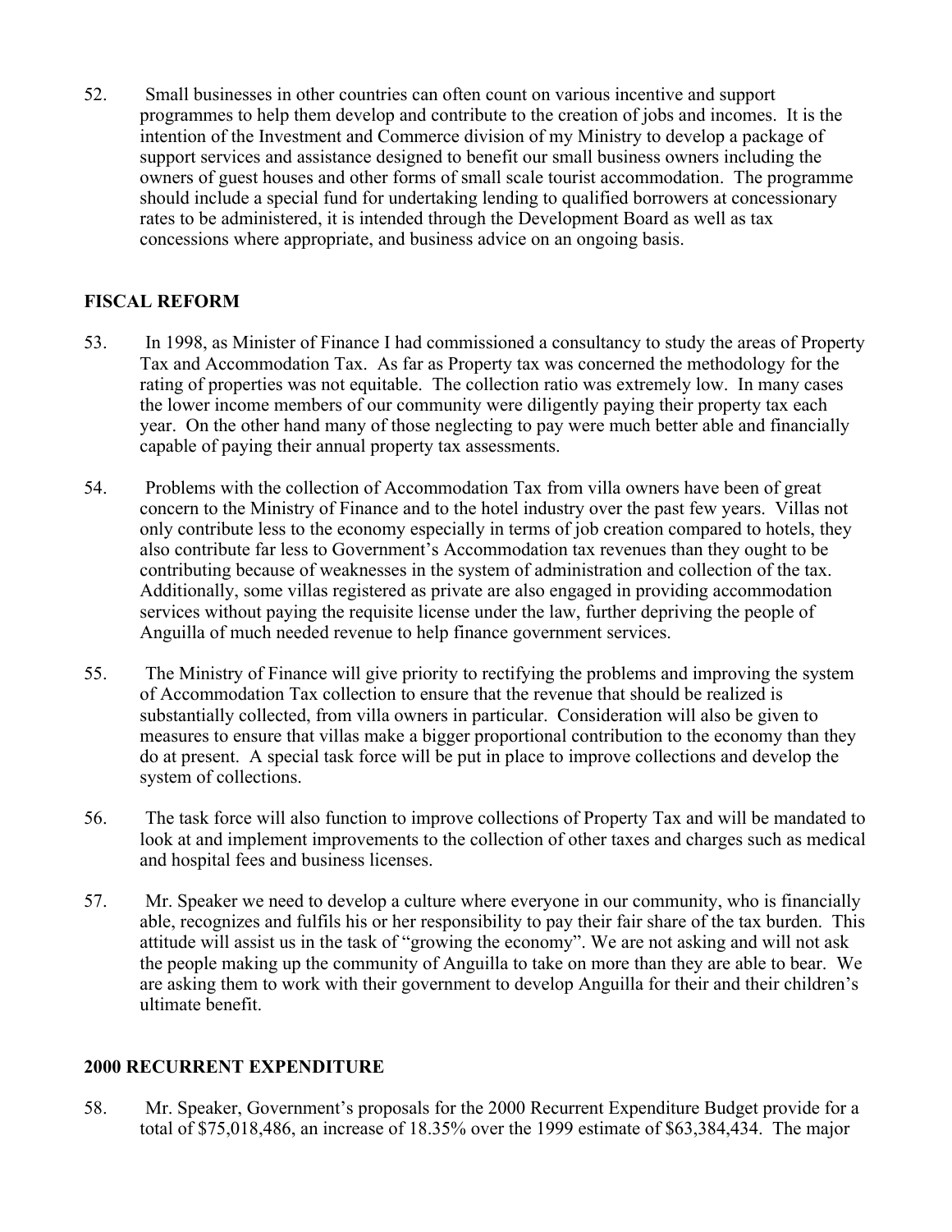52. Small businesses in other countries can often count on various incentive and support programmes to help them develop and contribute to the creation of jobs and incomes. It is the intention of the Investment and Commerce division of my Ministry to develop a package of support services and assistance designed to benefit our small business owners including the owners of guest houses and other forms of small scale tourist accommodation. The programme should include a special fund for undertaking lending to qualified borrowers at concessionary rates to be administered, it is intended through the Development Board as well as tax concessions where appropriate, and business advice on an ongoing basis.

## FISCAL REFORM

53. In 1998, as Minister of Finance I had commissioned a consultancy to study the areas of Property Tax and Accommodation Tax. As far as Property tax was concerned the methodology for the rating of properties was not equitable. The collection ratio was extremely low. In many cases the lower income members of our community were diligently paying their property tax each year. On the other hand many of those neglecting to pay were much better able and financially capable of paying their annual property tax assessments.

54. Problems with the collection of Accommodation Tax from villa owners have been of great concern to the Ministry of Finance and to the hotel industry over the past few years. Villas not only contribute less to the economy especially in terms of job creation compared to hotels, they also contribute far less to Government's Accommodation tax revenues than they ought to be contributing because of weaknesses in the system of administration and collection of the tax. Additionally, some villas registered as private are also engaged in providing accommodation services without paying the requisite license under the law, further depriving the people of Anguilla of much needed revenue to help finance government services.

55. The Ministry of Finance will give priority to rectifying the problems and improving the system of Accommodation Tax collection to ensure that the revenue that should be realized is substantially collected, from villa owners in particular. Consideration will also be given to measures to ensure that villas make a bigger proportional contribution to the economy than they do at present. A special task force will be put in place to improve collections and develop the system of collections.

56. The task force will also function to improve collections of Property Tax and will be mandated to look at and implement improvements to the collection of other taxes and charges such as medical and hospital fees and business licenses.

57. Mr. Speaker we need to develop a culture where everyone in our community, who is financially able, recognizes and fulfils his or her responsibility to pay their fair share of the tax burden. This attitude will assist us in the task of "growing the economy". We are not asking and will not ask the people making up the community of Anguilla to take on more than they are able to bear. We are asking them to work with their government to develop Anguilla for their and their children's ultimate benefit.

## 2000 RECURRENT EXPENDITURE

58. Mr. Speaker, Government's proposals for the 2000 Recurrent Expenditure Budget provide for a total of $75,018,486, an increase of 18.35% over the 1999 estimate of $63,384,434. The major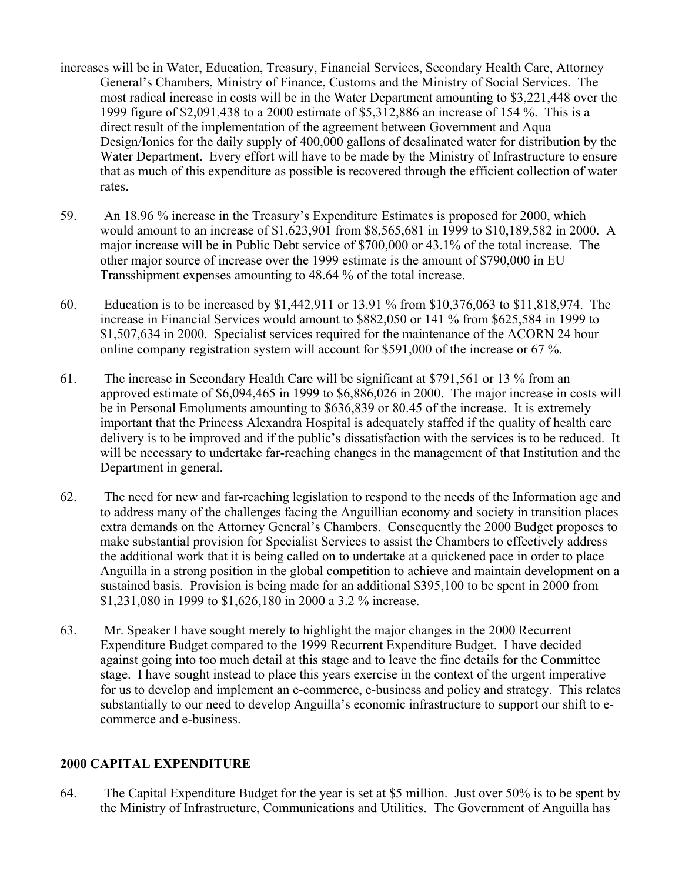increases will be in Water, Education, Treasury, Financial Services, Secondary Health Care, Attorney General's Chambers, Ministry of Finance, Customs and the Ministry of Social Services. The most radical increase in costs will be in the Water Department amounting to $3,221,448 over the 1999 figure of $2,091,438 to a 2000 estimate of $5,312,886 an increase of 154 %. This is a direct result of the implementation of the agreement between Government and Aqua Design/Ionics for the daily supply of 400,000 gallons of desalinated water for distribution by the Water Department. Every effort will have to be made by the Ministry of Infrastructure to ensure that as much of this expenditure as possible is recovered through the efficient collection of water rates.

59. An 18.96 % increase in the Treasury's Expenditure Estimates is proposed for 2000, which would amount to an increase of $1,623,901 from $8,565,681 in 1999 to $10,189,582 in 2000. A major increase will be in Public Debt service of $700,000 or 43.1% of the total increase. The other major source of increase over the 1999 estimate is the amount of $790,000 in EU Transshipment expenses amounting to 48.64 % of the total increase.

60. Education is to be increased by $1,442,911 or 13.91 % from $10,376,063 to $11,818,974. The increase in Financial Services would amount to $882,050 or 141 % from $625,584 in 1999 to $1,507,634 in 2000. Specialist services required for the maintenance of the ACORN 24 hour online company registration system will account for $591,000 of the increase or 67 %.

61. The increase in Secondary Health Care will be significant at $791,561 or 13 % from an approved estimate of $6,094,465 in 1999 to $6,886,026 in 2000. The major increase in costs will be in Personal Emoluments amounting to $636,839 or 80.45 of the increase. It is extremely important that the Princess Alexandra Hospital is adequately staffed if the quality of health care delivery is to be improved and if the public's dissatisfaction with the services is to be reduced. It will be necessary to undertake far-reaching changes in the management of that Institution and the Department in general.

62. The need for new and far-reaching legislation to respond to the needs of the Information age and to address many of the challenges facing the Anguillian economy and society in transition places extra demands on the Attorney General's Chambers. Consequently the 2000 Budget proposes to make substantial provision for Specialist Services to assist the Chambers to effectively address the additional work that it is being called on to undertake at a quickened pace in order to place Anguilla in a strong position in the global competition to achieve and maintain development on a sustained basis. Provision is being made for an additional $395,100 to be spent in 2000 from $1,231,080 in 1999 to $1,626,180 in 2000 a 3.2 % increase.

63. Mr. Speaker I have sought merely to highlight the major changes in the 2000 Recurrent Expenditure Budget compared to the 1999 Recurrent Expenditure Budget. I have decided against going into too much detail at this stage and to leave the fine details for the Committee stage. I have sought instead to place this years exercise in the context of the urgent imperative for us to develop and implement an e-commerce, e-business and policy and strategy. This relates substantially to our need to develop Anguilla's economic infrastructure to support our shift to e-commerce and e-business.

## 2000 CAPITAL EXPENDITURE

64. The Capital Expenditure Budget for the year is set at $5 million. Just over 50% is to be spent by the Ministry of Infrastructure, Communications and Utilities. The Government of Anguilla has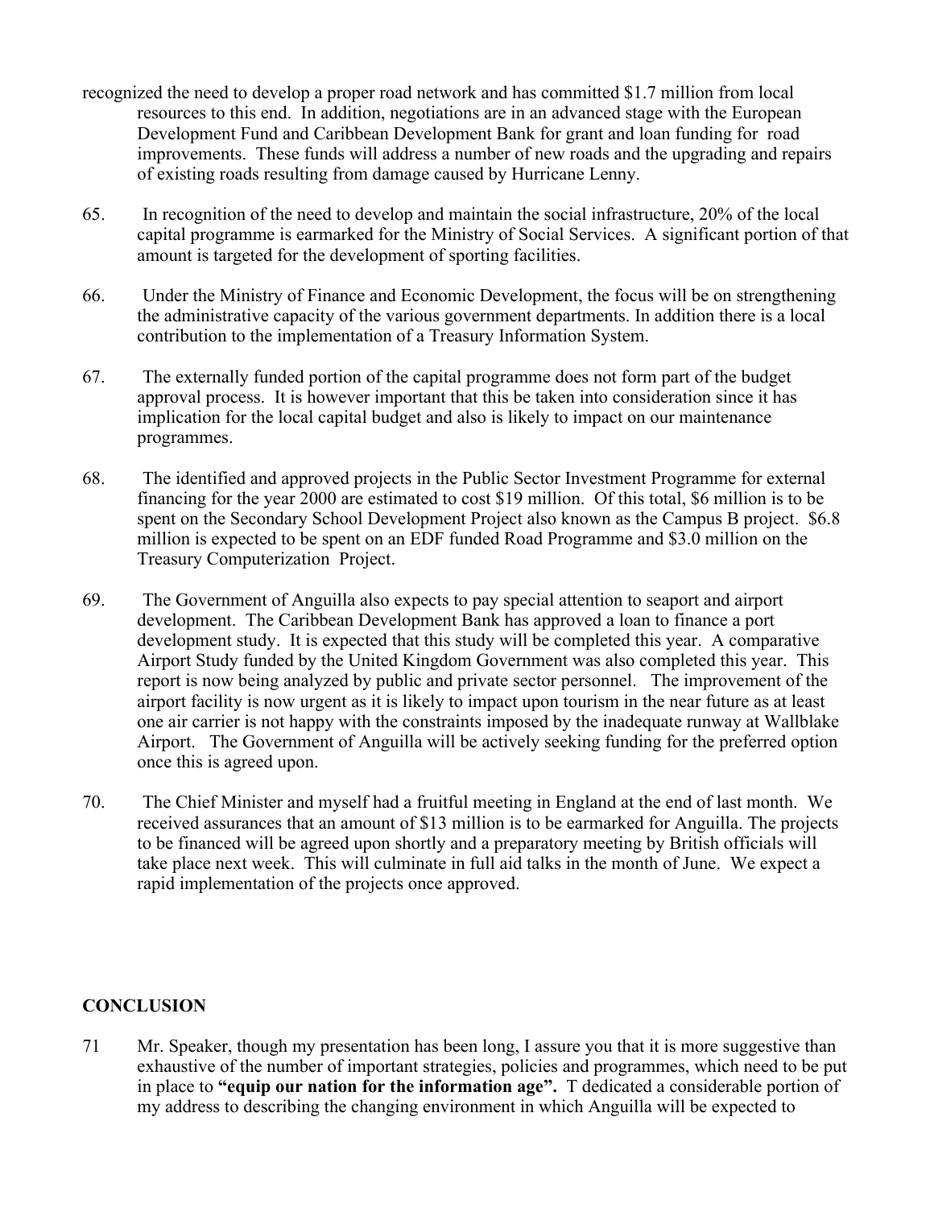recognized the need to develop a proper road network and has committed $1.7 million from local resources to this end. In addition, negotiations are in an advanced stage with the European Development Fund and Caribbean Development Bank for grant and loan funding for road improvements. These funds will address a number of new roads and the upgrading and repairs of existing roads resulting from damage caused by Hurricane Lenny.

65. In recognition of the need to develop and maintain the social infrastructure, 20% of the local capital programme is earmarked for the Ministry of Social Services. A significant portion of that amount is targeted for the development of sporting facilities.

66. Under the Ministry of Finance and Economic Development, the focus will be on strengthening the administrative capacity of the various government departments. In addition there is a local contribution to the implementation of a Treasury Information System.

67. The externally funded portion of the capital programme does not form part of the budget approval process. It is however important that this be taken into consideration since it has implication for the local capital budget and also is likely to impact on our maintenance programmes.

68. The identified and approved projects in the Public Sector Investment Programme for external financing for the year 2000 are estimated to cost $19 million. Of this total, $6 million is to be spent on the Secondary School Development Project also known as the Campus B project. $6.8 million is expected to be spent on an EDF funded Road Programme and $3.0 million on the Treasury Computerization Project.

69. The Government of Anguilla also expects to pay special attention to seaport and airport development. The Caribbean Development Bank has approved a loan to finance a port development study. It is expected that this study will be completed this year. A comparative Airport Study funded by the United Kingdom Government was also completed this year. This report is now being analyzed by public and private sector personnel. The improvement of the airport facility is now urgent as it is likely to impact upon tourism in the near future as at least one air carrier is not happy with the constraints imposed by the inadequate runway at Wallblake Airport. The Government of Anguilla will be actively seeking funding for the preferred option once this is agreed upon.

70. The Chief Minister and myself had a fruitful meeting in England at the end of last month. We received assurances that an amount of $13 million is to be earmarked for Anguilla. The projects to be financed will be agreed upon shortly and a preparatory meeting by British officials will take place next week. This will culminate in full aid talks in the month of June. We expect a rapid implementation of the projects once approved.

## CONCLUSION

71 Mr. Speaker, though my presentation has been long, I assure you that it is more suggestive than exhaustive of the number of important strategies, policies and programmes, which need to be put in place to **"equip our nation for the information age".** T dedicated a considerable portion of my address to describing the changing environment in which Anguilla will be expected to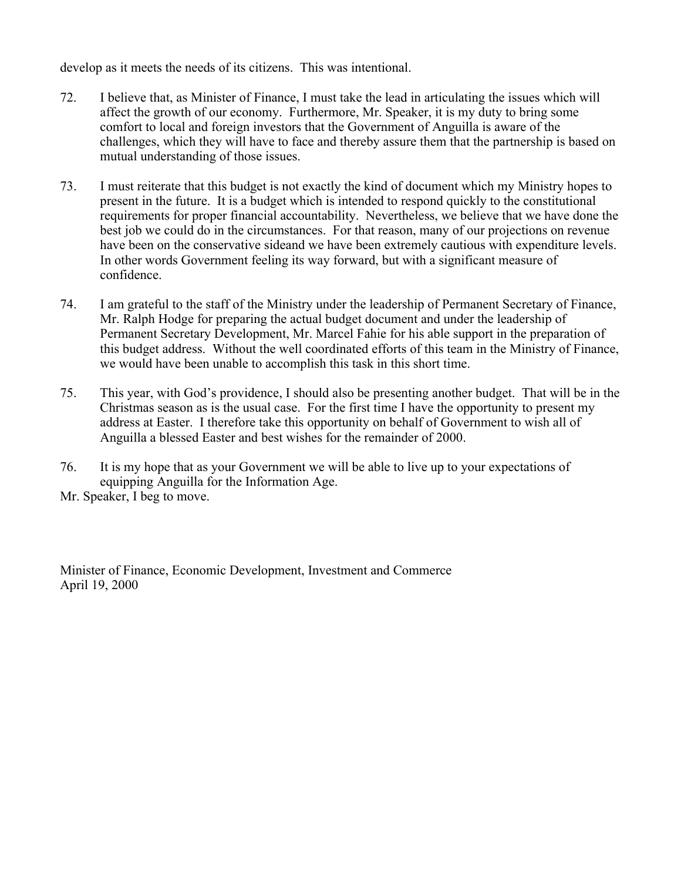develop as it meets the needs of its citizens.  This was intentional.

72. I believe that, as Minister of Finance, I must take the lead in articulating the issues which will affect the growth of our economy.  Furthermore, Mr. Speaker, it is my duty to bring some comfort to local and foreign investors that the Government of Anguilla is aware of the challenges, which they will have to face and thereby assure them that the partnership is based on mutual understanding of those issues.

73. I must reiterate that this budget is not exactly the kind of document which my Ministry hopes to present in the future.  It is a budget which is intended to respond quickly to the constitutional requirements for proper financial accountability.  Nevertheless, we believe that we have done the best job we could do in the circumstances.  For that reason, many of our projections on revenue have been on the conservative sideand we have been extremely cautious with expenditure levels.  In other words Government feeling its way forward, but with a significant measure of confidence.

74. I am grateful to the staff of the Ministry under the leadership of Permanent Secretary of Finance, Mr. Ralph Hodge for preparing the actual budget document and under the leadership of Permanent Secretary Development, Mr. Marcel Fahie for his able support in the preparation of this budget address.  Without the well coordinated efforts of this team in the Ministry of Finance, we would have been unable to accomplish this task in this short time.

75. This year, with God's providence, I should also be presenting another budget.  That will be in the Christmas season as is the usual case.  For the first time I have the opportunity to present my address at Easter.  I therefore take this opportunity on behalf of Government to wish all of Anguilla a blessed Easter and best wishes for the remainder of 2000.

76. It is my hope that as your Government we will be able to live up to your expectations of equipping Anguilla for the Information Age.

Mr. Speaker, I beg to move.

Minister of Finance, Economic Development, Investment and Commerce
April 19, 2000